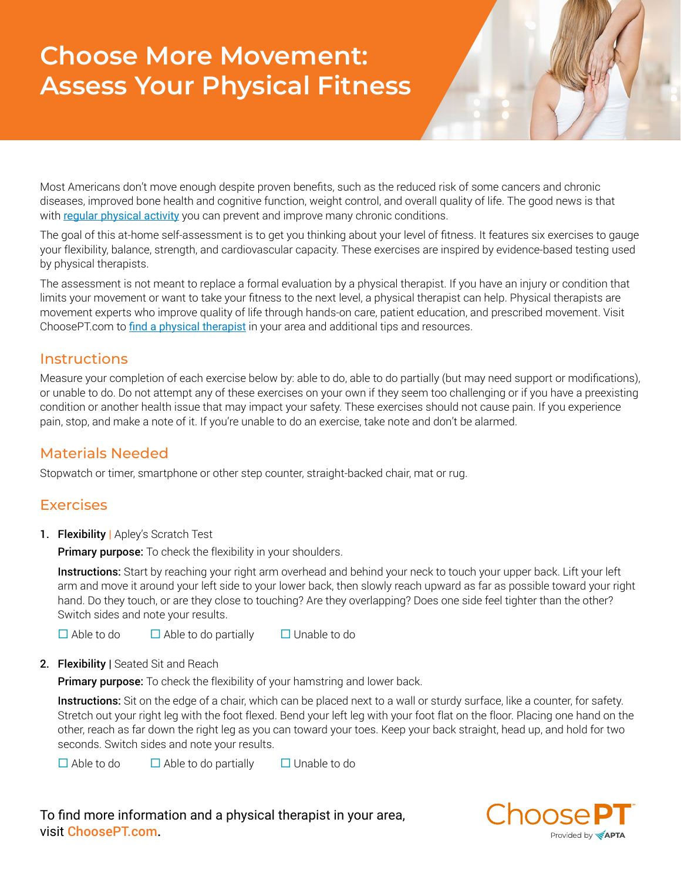# Choose More Movement: Assess Your Physical Fitness

Most Americans don't move enough despite proven benefits, such as the reduced risk of some cancers and chronic diseases, improved bone health and cognitive function, weight control, and overall quality of life. The good news is that with regular physical activity you can prevent and improve many chronic conditions.

The goal of this at-home self-assessment is to get you thinking about your level of fitness. It features six exercises to gauge your flexibility, balance, strength, and cardiovascular capacity. These exercises are inspired by evidence-based testing used by physical therapists.

The assessment is not meant to replace a formal evaluation by a physical therapist. If you have an injury or condition that limits your movement or want to take your fitness to the next level, a physical therapist can help. Physical therapists are movement experts who improve quality of life through hands-on care, patient education, and prescribed movement. Visit ChoosePT.com to find a physical therapist in your area and additional tips and resources.

## Instructions

Measure your completion of each exercise below by: able to do, able to do partially (but may need support or modifications), or unable to do. Do not attempt any of these exercises on your own if they seem too challenging or if you have a preexisting condition or another health issue that may impact your safety. These exercises should not cause pain. If you experience pain, stop, and make a note of it. If you're unable to do an exercise, take note and don't be alarmed.

## Materials Needed

Stopwatch or timer, smartphone or other step counter, straight-backed chair, mat or rug.

## Exercises

1. **Flexibility** | Apley's Scratch Test

   **Primary purpose:** To check the flexibility in your shoulders.

   **Instructions:** Start by reaching your right arm overhead and behind your neck to touch your upper back. Lift your left arm and move it around your left side to your lower back, then slowly reach upward as far as possible toward your right hand. Do they touch, or are they close to touching? Are they overlapping? Does one side feel tighter than the other? Switch sides and note your results.

   ☐ Able to do ☐ Able to do partially ☐ Unable to do

2. **Flexibility |** Seated Sit and Reach

   **Primary purpose:** To check the flexibility of your hamstring and lower back.

   **Instructions:** Sit on the edge of a chair, which can be placed next to a wall or sturdy surface, like a counter, for safety. Stretch out your right leg with the foot flexed. Bend your left leg with your foot flat on the floor. Placing one hand on the other, reach as far down the right leg as you can toward your toes. Keep your back straight, head up, and hold for two seconds. Switch sides and note your results.

   ☐ Able to do ☐ Able to do partially ☐ Unable to do

To find more information and a physical therapist in your area, visit ChoosePT.com.

ChoosePT
Provided by APTA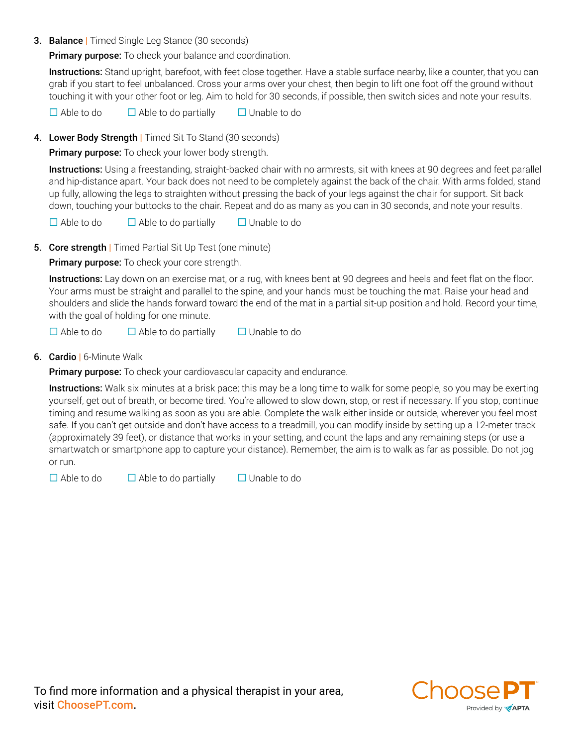3. **Balance** | Timed Single Leg Stance (30 seconds)

   **Primary purpose:** To check your balance and coordination.

   **Instructions:** Stand upright, barefoot, with feet close together. Have a stable surface nearby, like a counter, that you can grab if you start to feel unbalanced. Cross your arms over your chest, then begin to lift one foot off the ground without touching it with your other foot or leg. Aim to hold for 30 seconds, if possible, then switch sides and note your results.

   ☐ Able to do ☐ Able to do partially ☐ Unable to do

4. **Lower Body Strength** | Timed Sit To Stand (30 seconds)

   **Primary purpose:** To check your lower body strength.

   **Instructions:** Using a freestanding, straight-backed chair with no armrests, sit with knees at 90 degrees and feet parallel and hip-distance apart. Your back does not need to be completely against the back of the chair. With arms folded, stand up fully, allowing the legs to straighten without pressing the back of your legs against the chair for support. Sit back down, touching your buttocks to the chair. Repeat and do as many as you can in 30 seconds, and note your results.

   ☐ Able to do ☐ Able to do partially ☐ Unable to do

5. **Core strength** | Timed Partial Sit Up Test (one minute)

   **Primary purpose:** To check your core strength.

   **Instructions:** Lay down on an exercise mat, or a rug, with knees bent at 90 degrees and heels and feet flat on the floor. Your arms must be straight and parallel to the spine, and your hands must be touching the mat. Raise your head and shoulders and slide the hands forward toward the end of the mat in a partial sit-up position and hold. Record your time, with the goal of holding for one minute.

   ☐ Able to do ☐ Able to do partially ☐ Unable to do

6. **Cardio** | 6-Minute Walk

   **Primary purpose:** To check your cardiovascular capacity and endurance.

   **Instructions:** Walk six minutes at a brisk pace; this may be a long time to walk for some people, so you may be exerting yourself, get out of breath, or become tired. You're allowed to slow down, stop, or rest if necessary. If you stop, continue timing and resume walking as soon as you are able. Complete the walk either inside or outside, wherever you feel most safe. If you can't get outside and don't have access to a treadmill, you can modify inside by setting up a 12-meter track (approximately 39 feet), or distance that works in your setting, and count the laps and any remaining steps (or use a smartwatch or smartphone app to capture your distance). Remember, the aim is to walk as far as possible. Do not jog or run.

   ☐ Able to do ☐ Able to do partially ☐ Unable to do

To find more information and a physical therapist in your area, visit ChoosePT.com.

ChoosePT
Provided by APTA